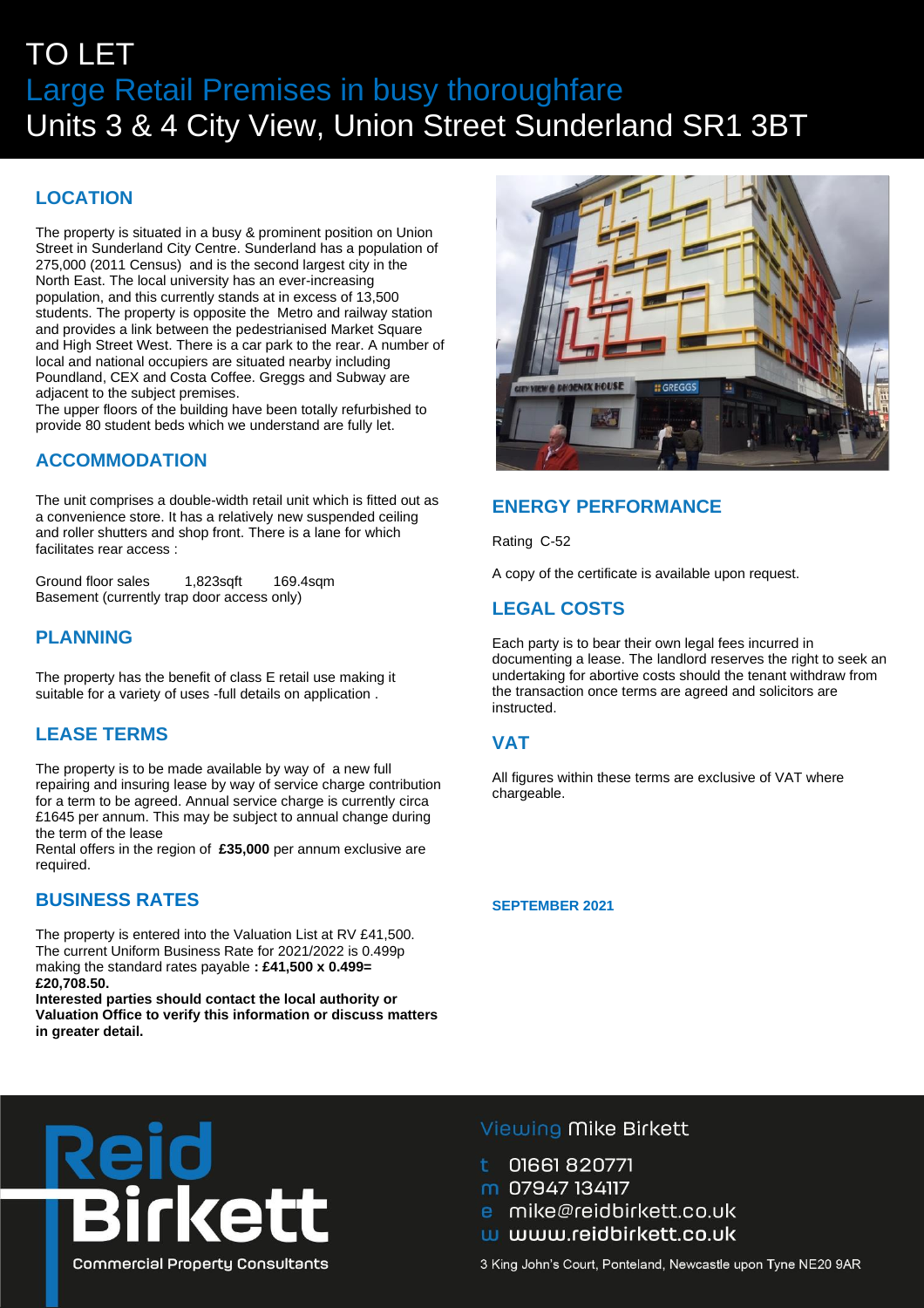# TO LET

## Large Retail Premises in busy thoroughfare

## Units 3 & 4 City View, Union Street Sunderland SR1 3BT

### LOCATION

The property is situated in a busy & prominent position on Union Street in Sunderland City Centre. Sunderland has a population of 275,000 (2011 Census) and is the second largest city in the North East. The local university has an ever-increasing population, and this currently stands at in excess of 13,500 students. The property is opposite the Metro and railway station and provides a link between the pedestrianised Market Square and High Street West. There is a car park to the rear. A number of local and national occupiers are situated nearby including Poundland, CEX and Costa Coffee. Greggs and Subway are adjacent to the subject premises.

The upper floors of the building have been totally refurbished to provide 80 student beds which we understand are fully let.

### ACCOMMODATION

The unit comprises a double-width retail unit which is fitted out as a convenience store. It has a relatively new suspended ceiling and roller shutters and shop front. There is a lane for which facilitates rear access :

| | | |
|---|---|---|
| Ground floor sales | 1,823sqft | 169.4sqm |
| Basement (currently trap door access only) | | |

### PLANNING

The property has the benefit of class E retail use making it suitable for a variety of uses -full details on application .

### LEASE TERMS

The property is to be made available by way of a new full repairing and insuring lease by way of service charge contribution for a term to be agreed. Annual service charge is currently circa £1645 per annum. This may be subject to annual change during the term of the lease

Rental offers in the region of **£35,000** per annum exclusive are required.

### BUSINESS RATES

The property is entered into the Valuation List at RV £41,500. The current Uniform Business Rate for 2021/2022 is 0.499p making the standard rates payable **: £41,500 x 0.499= £20,708.50.**

**Interested parties should contact the local authority or Valuation Office to verify this information or discuss matters in greater detail.**

### ENERGY PERFORMANCE

Rating C-52

A copy of the certificate is available upon request.

### LEGAL COSTS

Each party is to bear their own legal fees incurred in documenting a lease. The landlord reserves the right to seek an undertaking for abortive costs should the tenant withdraw from the transaction once terms are agreed and solicitors are instructed.

### VAT

All figures within these terms are exclusive of VAT where chargeable.

**SEPTEMBER 2021**

Reid Birkett
Commercial Property Consultants

Viewing Mike Birkett

t 01661 820771
m 07947 134117
e mike@reidbirkett.co.uk
w www.reidbirkett.co.uk

3 King John's Court, Ponteland, Newcastle upon Tyne NE20 9AR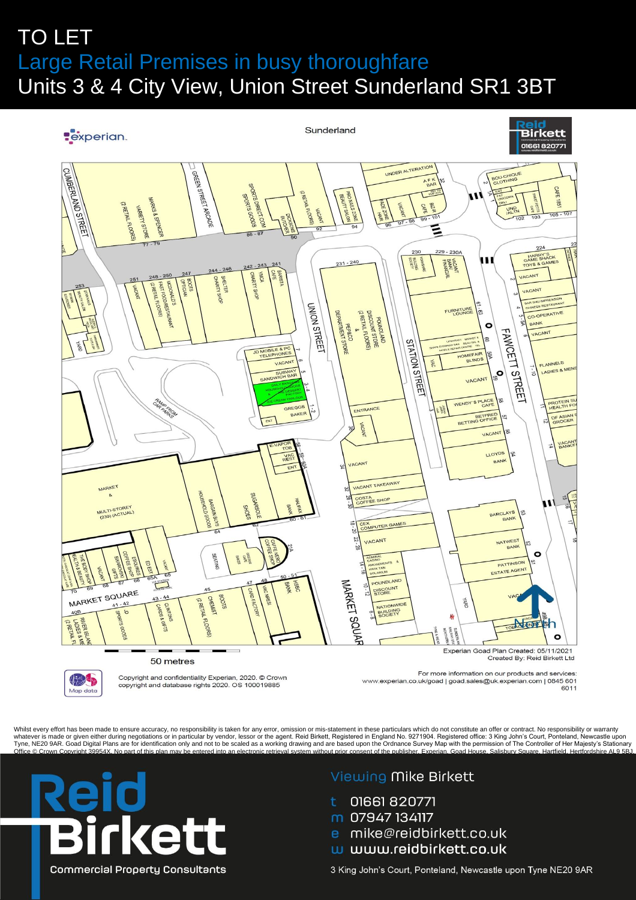# TO LET

## Large Retail Premises in busy thoroughfare

## Units 3 & 4 City View, Union Street Sunderland SR1 3BT

Sunderland

50 metres

Experian Goad Plan Created: 05/11/2021
Created By: Reid Birkett Ltd

Copyright and confidentiality Experian, 2020. © Crown copyright and database rights 2020. OS 100019885

For more information on our products and services: www.experian.co.uk/goad | goad.sales@uk.experian.com | 0845 601 6011

Whilst every effort has been made to ensure accuracy, no responsibility is taken for any error, omission or mis-statement in these particulars which do not constitute an offer or contract. No responsibility or warranty whatever is made or given either during negotiations or in particular by vendor, lessor or the agent. Reid Birkett, Registered in England No. 9271904. Registered office: 3 King John's Court, Ponteland, Newcastle upon Tyne, NE20 9AR. Goad Digital Plans are for identification only and not to be scaled as a working drawing and are based upon the Ordnance Survey Map with the permission of The Controller of Her Majesty's Stationary Office © Crown Copyright 39954X. No part of this plan may be entered into an electronic retrieval system without prior consent of the publisher, Experian, Goad House, Salisbury Square, Hartfield, Hertfordshire AL9 5BJ.

**Reid Birkett**
Commercial Property Consultants

**Viewing Mike Birkett**

- t 01661 820771
- m 07947 134117
- e mike@reidbirkett.co.uk
- w www.reidbirkett.co.uk

3 King John's Court, Ponteland, Newcastle upon Tyne NE20 9AR